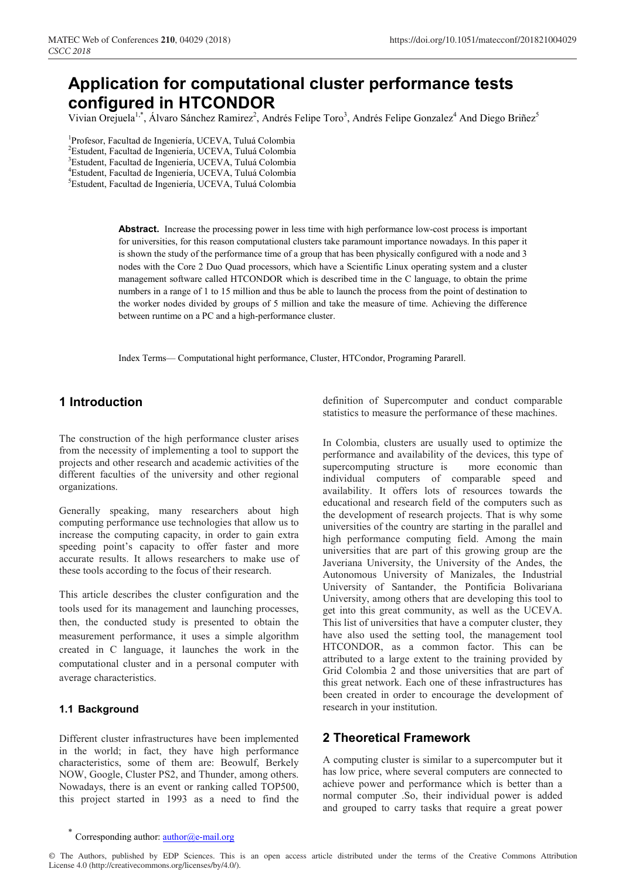# Application for computational cluster performance tests configured in HTCONDOR

Vivian Orejuela[1,*], Álvaro Sánchez Ramirez[2], Andrés Felipe Toro[3], Andrés Felipe Gonzalez[4] And Diego Briñez[5]

[1]Profesor, Facultad de Ingeniería, UCEVA, Tuluá Colombia
[2]Estudent, Facultad de Ingeniería, UCEVA, Tuluá Colombia
[3]Estudent, Facultad de Ingeniería, UCEVA, Tuluá Colombia
[4]Estudent, Facultad de Ingeniería, UCEVA, Tuluá Colombia
[5]Estudent, Facultad de Ingeniería, UCEVA, Tuluá Colombia

**Abstract.** Increase the processing power in less time with high performance low-cost process is important for universities, for this reason computational clusters take paramount importance nowadays. In this paper it is shown the study of the performance time of a group that has been physically configured with a node and 3 nodes with the Core 2 Duo Quad processors, which have a Scientific Linux operating system and a cluster management software called HTCONDOR which is described time in the C language, to obtain the prime numbers in a range of 1 to 15 million and thus be able to launch the process from the point of destination to the worker nodes divided by groups of 5 million and take the measure of time. Achieving the difference between runtime on a PC and a high-performance cluster.

Index Terms— Computational hight performance, Cluster, HTCondor, Programing Pararell.

## 1 Introduction

The construction of the high performance cluster arises from the necessity of implementing a tool to support the projects and other research and academic activities of the different faculties of the university and other regional organizations.

Generally speaking, many researchers about high computing performance use technologies that allow us to increase the computing capacity, in order to gain extra speeding point's capacity to offer faster and more accurate results. It allows researchers to make use of these tools according to the focus of their research.

This article describes the cluster configuration and the tools used for its management and launching processes, then, the conducted study is presented to obtain the measurement performance, it uses a simple algorithm created in C language, it launches the work in the computational cluster and in a personal computer with average characteristics.

### 1.1 Background

Different cluster infrastructures have been implemented in the world; in fact, they have high performance characteristics, some of them are: Beowulf, Berkely NOW, Google, Cluster PS2, and Thunder, among others. Nowadays, there is an event or ranking called TOP500, this project started in 1993 as a need to find the definition of Supercomputer and conduct comparable statistics to measure the performance of these machines.

In Colombia, clusters are usually used to optimize the performance and availability of the devices, this type of supercomputing structure is more economic than individual computers of comparable speed and availability. It offers lots of resources towards the educational and research field of the computers such as the development of research projects. That is why some universities of the country are starting in the parallel and high performance computing field. Among the main universities that are part of this growing group are the Javeriana University, the University of the Andes, the Autonomous University of Manizales, the Industrial University of Santander, the Pontificia Bolivariana University, among others that are developing this tool to get into this great community, as well as the UCEVA. This list of universities that have a computer cluster, they have also used the setting tool, the management tool HTCONDOR, as a common factor. This can be attributed to a large extent to the training provided by Grid Colombia 2 and those universities that are part of this great network. Each one of these infrastructures has been created in order to encourage the development of research in your institution.

## 2 Theoretical Framework

A computing cluster is similar to a supercomputer but it has low price, where several computers are connected to achieve power and performance which is better than a normal computer .So, their individual power is added and grouped to carry tasks that require a great power

[*] Corresponding author: author@e-mail.org

© The Authors, published by EDP Sciences. This is an open access article distributed under the terms of the Creative Commons Attribution License 4.0 (http://creativecommons.org/licenses/by/4.0/).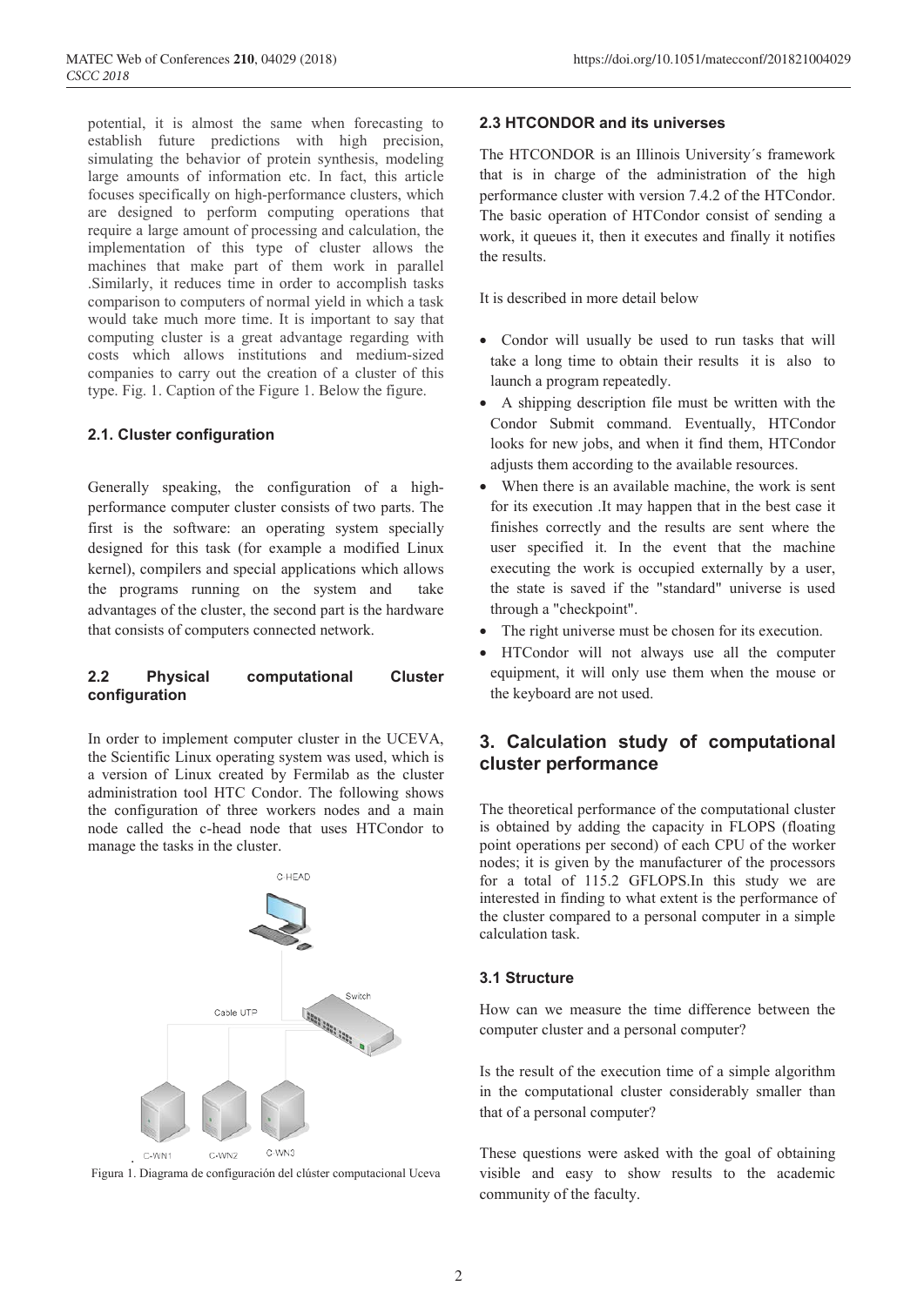potential, it is almost the same when forecasting to establish future predictions with high precision, simulating the behavior of protein synthesis, modeling large amounts of information etc. In fact, this article focuses specifically on high-performance clusters, which are designed to perform computing operations that require a large amount of processing and calculation, the implementation of this type of cluster allows the machines that make part of them work in parallel .Similarly, it reduces time in order to accomplish tasks comparison to computers of normal yield in which a task would take much more time. It is important to say that computing cluster is a great advantage regarding with costs which allows institutions and medium-sized companies to carry out the creation of a cluster of this type. Fig. 1. Caption of the Figure 1. Below the figure.

### 2.1. Cluster configuration

Generally speaking, the configuration of a high-performance computer cluster consists of two parts. The first is the software: an operating system specially designed for this task (for example a modified Linux kernel), compilers and special applications which allows the programs running on the system and take advantages of the cluster, the second part is the hardware that consists of computers connected network.

### 2.2 Physical computational Cluster configuration

In order to implement computer cluster in the UCEVA, the Scientific Linux operating system was used, which is a version of Linux created by Fermilab as the cluster administration tool HTC Condor. The following shows the configuration of three workers nodes and a main node called the c-head node that uses HTCondor to manage the tasks in the cluster.

C-HEAD

Switch

Cable UTP

C-WN1 C-WN2 C-WN3

Figura 1. Diagrama de configuración del clúster computacional Uceva

### 2.3 HTCONDOR and its universes

The HTCONDOR is an Illinois University´s framework that is in charge of the administration of the high performance cluster with version 7.4.2 of the HTCondor. The basic operation of HTCondor consist of sending a work, it queues it, then it executes and finally it notifies the results.

It is described in more detail below

- Condor will usually be used to run tasks that will take a long time to obtain their results it is also to launch a program repeatedly.
- A shipping description file must be written with the Condor Submit command. Eventually, HTCondor looks for new jobs, and when it find them, HTCondor adjusts them according to the available resources.
- When there is an available machine, the work is sent for its execution .It may happen that in the best case it finishes correctly and the results are sent where the user specified it. In the event that the machine executing the work is occupied externally by a user, the state is saved if the "standard" universe is used through a "checkpoint".
- The right universe must be chosen for its execution.
- HTCondor will not always use all the computer equipment, it will only use them when the mouse or the keyboard are not used.

## 3. Calculation study of computational cluster performance

The theoretical performance of the computational cluster is obtained by adding the capacity in FLOPS (floating point operations per second) of each CPU of the worker nodes; it is given by the manufacturer of the processors for a total of 115.2 GFLOPS.In this study we are interested in finding to what extent is the performance of the cluster compared to a personal computer in a simple calculation task.

### 3.1 Structure

How can we measure the time difference between the computer cluster and a personal computer?

Is the result of the execution time of a simple algorithm in the computational cluster considerably smaller than that of a personal computer?

These questions were asked with the goal of obtaining visible and easy to show results to the academic community of the faculty.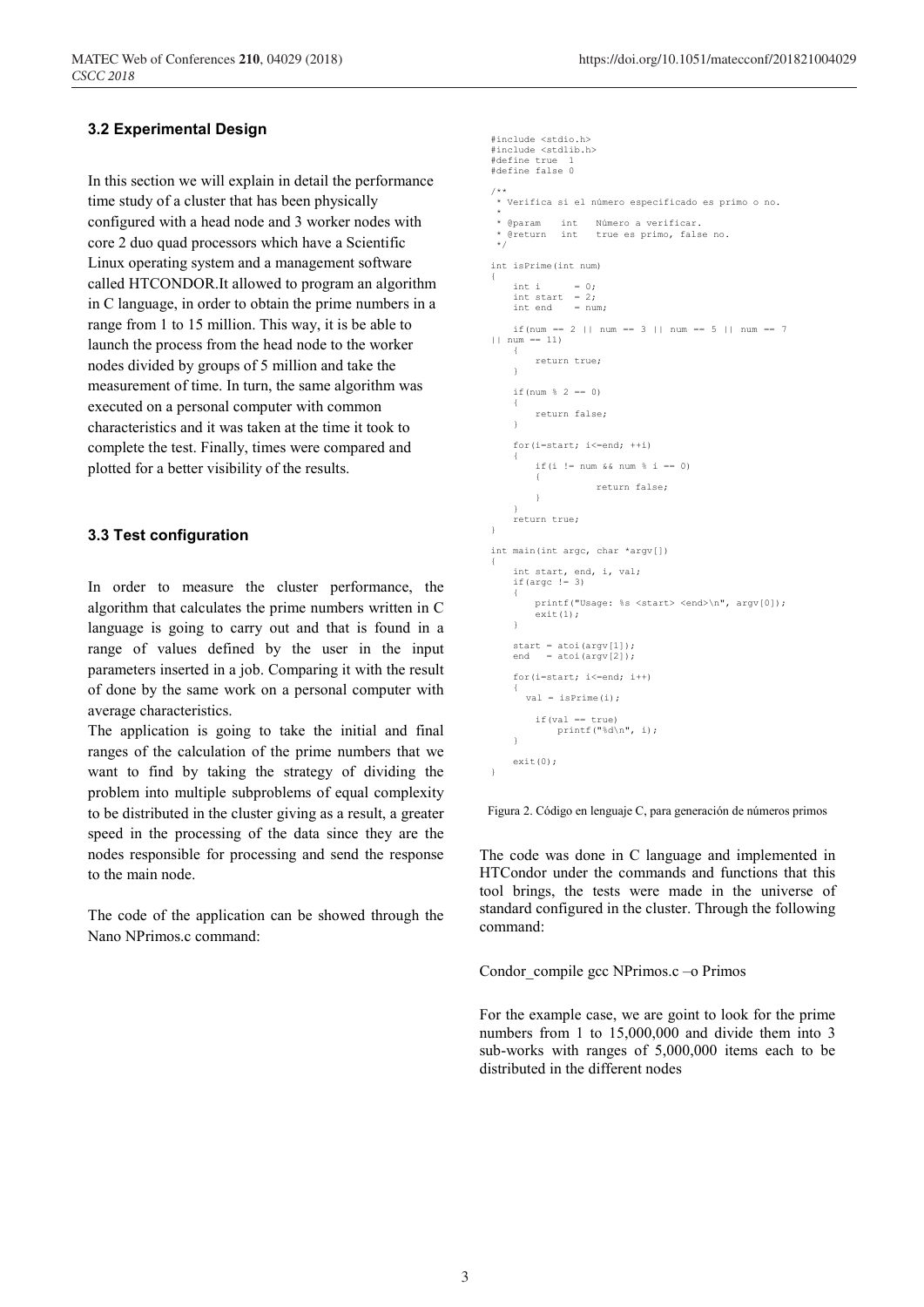### 3.2 Experimental Design

In this section we will explain in detail the performance time study of a cluster that has been physically configured with a head node and 3 worker nodes with core 2 duo quad processors which have a Scientific Linux operating system and a management software called HTCONDOR.It allowed to program an algorithm in C language, in order to obtain the prime numbers in a range from 1 to 15 million. This way, it is be able to launch the process from the head node to the worker nodes divided by groups of 5 million and take the measurement of time. In turn, the same algorithm was executed on a personal computer with common characteristics and it was taken at the time it took to complete the test. Finally, times were compared and plotted for a better visibility of the results.

### 3.3 Test configuration

In order to measure the cluster performance, the algorithm that calculates the prime numbers written in C language is going to carry out and that is found in a range of values defined by the user in the input parameters inserted in a job. Comparing it with the result of done by the same work on a personal computer with average characteristics.

The application is going to take the initial and final ranges of the calculation of the prime numbers that we want to find by taking the strategy of dividing the problem into multiple subproblems of equal complexity to be distributed in the cluster giving as a result, a greater speed in the processing of the data since they are the nodes responsible for processing and send the response to the main node.

The code of the application can be showed through the Nano NPrimos.c command:

```c
#include <stdio.h>
#include <stdlib.h>
#define true  1
#define false 0

/**
 * Verifica si el número especificado es primo o no.
 *
 * @param   int   Número a verificar.
 * @return  int   true es primo, false no.
 */

int isPrime(int num)
{
    int i      = 0;
    int start  = 2;
    int end    = num;

    if(num == 2 || num == 3 || num == 5 || num == 7
|| num == 11)
    {
        return true;
    }

    if(num % 2 == 0)
    {
        return false;
    }

    for(i=start; i<=end; ++i)
    {
        if(i != num && num % i == 0)
        {
                return false;
        }
    }
    return true;
}

int main(int argc, char *argv[])
{
    int start, end, i, val;
    if(argc != 3)
    {
        printf("Usage: %s <start> <end>\n", argv[0]);
        exit(1);
    }

    start = atoi(argv[1]);
    end   = atoi(argv[2]);

    for(i=start; i<=end; i++)
    {
      val = isPrime(i);

        if(val == true)
            printf("%d\n", i);
    }

    exit(0);
}
```

Figura 2. Código en lenguaje C, para generación de números primos

The code was done in C language and implemented in HTCondor under the commands and functions that this tool brings, the tests were made in the universe of standard configured in the cluster. Through the following command:

Condor_compile gcc NPrimos.c –o Primos

For the example case, we are goint to look for the prime numbers from 1 to 15,000,000 and divide them into 3 sub-works with ranges of 5,000,000 items each to be distributed in the different nodes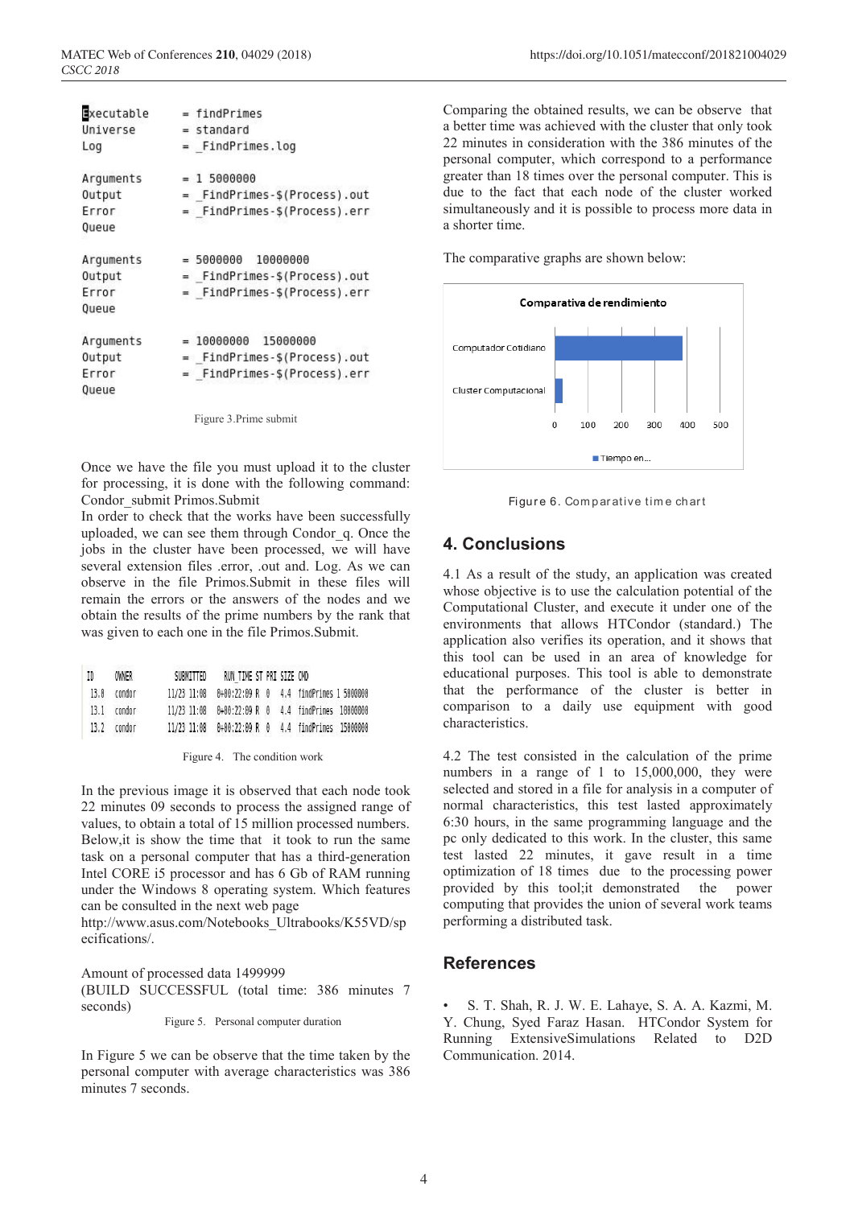```
Executable    = findPrimes
Universe      = standard
Log           = _FindPrimes.log

Arguments     = 1 5000000
Output        = _FindPrimes-$(Process).out
Error         = _FindPrimes-$(Process).err
Queue

Arguments     = 5000000  10000000
Output        = _FindPrimes-$(Process).out
Error         = _FindPrimes-$(Process).err
Queue

Arguments     = 10000000  15000000
Output        = _FindPrimes-$(Process).out
Error         = _FindPrimes-$(Process).err
Queue
```

Figure 3.Prime submit

Once we have the file you must upload it to the cluster for processing, it is done with the following command: Condor_submit Primos.Submit

In order to check that the works have been successfully uploaded, we can see them through Condor_q. Once the jobs in the cluster have been processed, we will have several extension files .error, .out and. Log. As we can observe in the file Primos.Submit in these files will remain the errors or the answers of the nodes and we obtain the results of the prime numbers by the rank that was given to each one in the file Primos.Submit.

| ID | OWNER | SUBMITTED | RUN_TIME | ST | PRI | SIZE | CMD |
|---|---|---|---|---|---|---|---|
| 13.0 | condor | 11/23 11:08 | 0+00:22:09 | R | 0 | 4.4 | findPrimes 1 5000000 |
| 13.1 | condor | 11/23 11:08 | 0+00:22:09 | R | 0 | 4.4 | findPrimes 10000000 |
| 13.2 | condor | 11/23 11:08 | 0+00:22:09 | R | 0 | 4.4 | findPrimes 15000000 |

Figure 4. The condition work

In the previous image it is observed that each node took 22 minutes 09 seconds to process the assigned range of values, to obtain a total of 15 million processed numbers. Below,it is show the time that it took to run the same task on a personal computer that has a third-generation Intel CORE i5 processor and has 6 Gb of RAM running under the Windows 8 operating system. Which features can be consulted in the next web page http://www.asus.com/Notebooks_Ultrabooks/K55VD/specifications/.

Amount of processed data 1499999
(BUILD SUCCESSFUL (total time: 386 minutes 7 seconds)

Figure 5. Personal computer duration

In Figure 5 we can be observe that the time taken by the personal computer with average characteristics was 386 minutes 7 seconds.

Comparing the obtained results, we can be observe that a better time was achieved with the cluster that only took 22 minutes in consideration with the 386 minutes of the personal computer, which correspond to a performance greater than 18 times over the personal computer. This is due to the fact that each node of the cluster worked simultaneously and it is possible to process more data in a shorter time.

The comparative graphs are shown below:

**Comparativa de rendimiento**

| | Tiempo en... |
|---|---|
| Computador Cotidiano | 386 |
| Cluster Computacional | 22 |

Figure 6. Comparative time chart

## 4. Conclusions

4.1 As a result of the study, an application was created whose objective is to use the calculation potential of the Computational Cluster, and execute it under one of the environments that allows HTCondor (standard.) The application also verifies its operation, and it shows that this tool can be used in an area of knowledge for educational purposes. This tool is able to demonstrate that the performance of the cluster is better in comparison to a daily use equipment with good characteristics.

4.2 The test consisted in the calculation of the prime numbers in a range of 1 to 15,000,000, they were selected and stored in a file for analysis in a computer of normal characteristics, this test lasted approximately 6:30 hours, in the same programming language and the pc only dedicated to this work. In the cluster, this same test lasted 22 minutes, it gave result in a time optimization of 18 times due to the processing power provided by this tool;it demonstrated the power computing that provides the union of several work teams performing a distributed task.

## References

- S. T. Shah, R. J. W. E. Lahaye, S. A. A. Kazmi, M. Y. Chung, Syed Faraz Hasan. HTCondor System for Running ExtensiveSimulations Related to D2D Communication. 2014.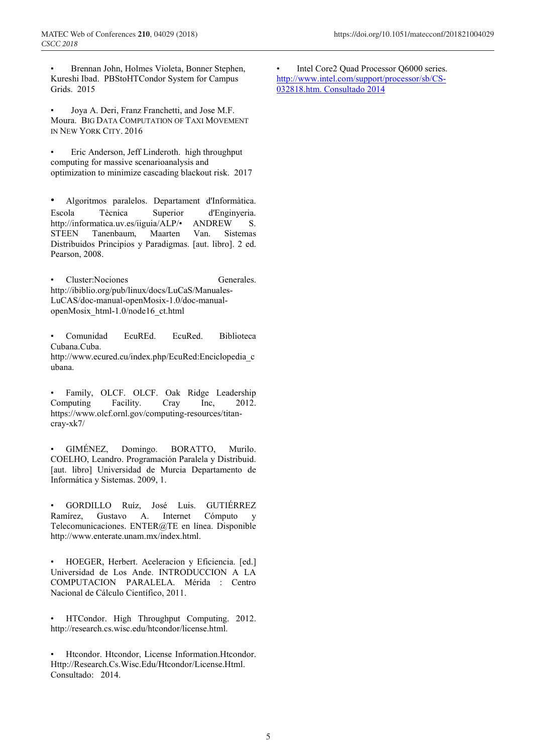- Brennan John, Holmes Violeta, Bonner Stephen, Kureshi Ibad. PBStoHTCondor System for Campus Grids. 2015

- Joya A. Deri, Franz Franchetti, and Jose M.F. Moura. BIG DATA COMPUTATION OF TAXI MOVEMENT IN NEW YORK CITY. 2016

- Eric Anderson, Jeff Linderoth. high throughput computing for massive scenarioanalysis and optimization to minimize cascading blackout risk. 2017

- Algoritmos paralelos. Departament d'Informàtica. Escola Tècnica Superior d'Enginyeria. http://informatica.uv.es/iiguia/ALP/• ANDREW S. STEEN Tanenbaum, Maarten Van. Sistemas Distribuidos Principios y Paradigmas. [aut. libro]. 2 ed. Pearson, 2008.

- Cluster:Nociones Generales. http://ibiblio.org/pub/linux/docs/LuCaS/Manuales-LuCAS/doc-manual-openMosix-1.0/doc-manual-openMosix_html-1.0/node16_ct.html

- Comunidad EcuREd. EcuRed. Biblioteca Cubana.Cuba. http://www.ecured.cu/index.php/EcuRed:Enciclopedia_cubana.

- Family, OLCF. OLCF. Oak Ridge Leadership Computing Facility. Cray Inc, 2012. https://www.olcf.ornl.gov/computing-resources/titan-cray-xk7/

- GIMÉNEZ, Domingo. BORATTO, Murilo. COELHO, Leandro. Programación Paralela y Distribuid. [aut. libro] Universidad de Murcia Departamento de Informática y Sistemas. 2009, 1.

- GORDILLO Ruíz, José Luis. GUTIÉRREZ Ramírez, Gustavo A. Internet Cómputo y Telecomunicaciones. ENTER@TE en línea. Disponible http://www.enterate.unam.mx/index.html.

- HOEGER, Herbert. Aceleracion y Eficiencia. [ed.] Universidad de Los Ande. INTRODUCCION A LA COMPUTACION PARALELA. Mérida : Centro Nacional de Cálculo Científico, 2011.

- HTCondor. High Throughput Computing. 2012. http://research.cs.wisc.edu/htcondor/license.html.

- Htcondor. Htcondor, License Information.Htcondor. Http://Research.Cs.Wisc.Edu/Htcondor/License.Html. Consultado: 2014.

- Intel Core2 Quad Processor Q6000 series. http://www.intel.com/support/processor/sb/CS-032818.htm. Consultado 2014